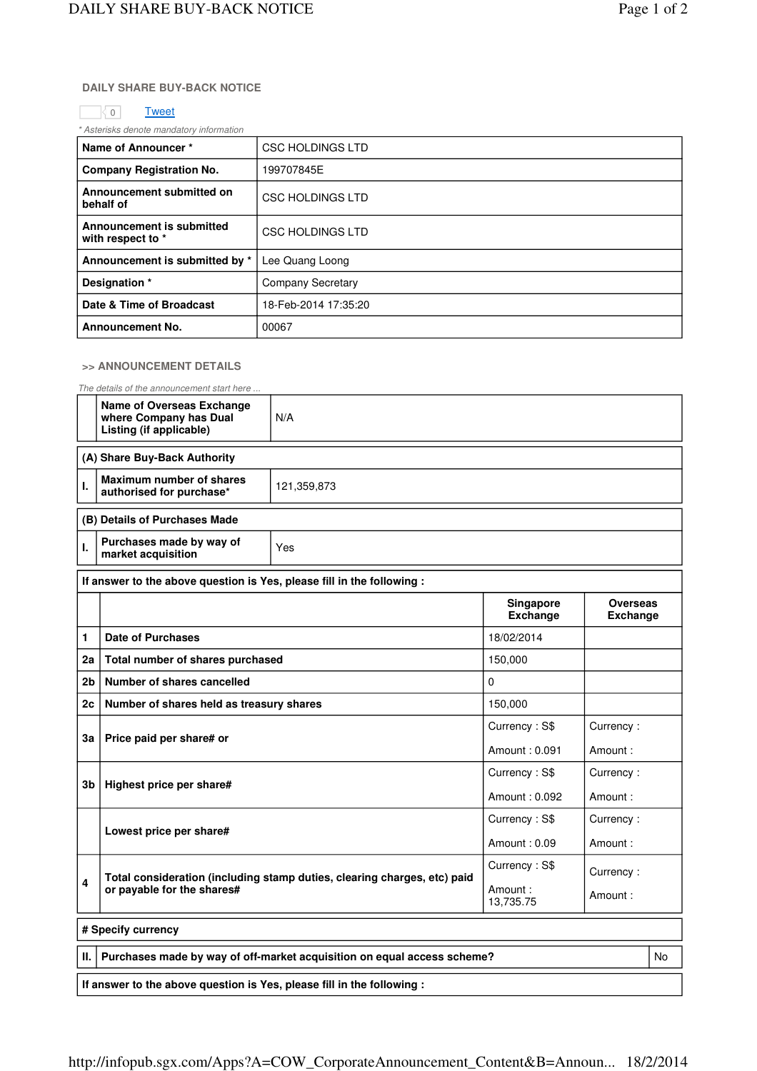## DAILY SHARE BUY-BACK NOTICE

0 Tweet

*\* Asterisks denote mandatory information*

| | |
|---|---|
| **Name of Announcer \*** | CSC HOLDINGS LTD |
| **Company Registration No.** | 199707845E |
| **Announcement submitted on behalf of** | CSC HOLDINGS LTD |
| **Announcement is submitted with respect to \*** | CSC HOLDINGS LTD |
| **Announcement is submitted by \*** | Lee Quang Loong |
| **Designation \*** | Company Secretary |
| **Date & Time of Broadcast** | 18-Feb-2014 17:35:20 |
| **Announcement No.** | 00067 |

### >> ANNOUNCEMENT DETAILS

*The details of the announcement start here ...*

| | | |
|---|---|---|
| | **Name of Overseas Exchange where Company has Dual Listing (if applicable)** | N/A |

**(A) Share Buy-Back Authority**

| | | |
|---|---|---|
| **I.** | **Maximum number of shares authorised for purchase\*** | 121,359,873 |

**(B) Details of Purchases Made**

| | | |
|---|---|---|
| **I.** | **Purchases made by way of market acquisition** | Yes |

**If answer to the above question is Yes, please fill in the following :**

| | | Singapore Exchange | Overseas Exchange |
|---|---|---|---|
| 1 | **Date of Purchases** | 18/02/2014 | |
| 2a | **Total number of shares purchased** | 150,000 | |
| 2b | **Number of shares cancelled** | 0 | |
| 2c | **Number of shares held as treasury shares** | 150,000 | |
| 3a | **Price paid per share# or** | Currency : S$ Amount : 0.091 | Currency : Amount : |
| 3b | **Highest price per share#** | Currency : S$ Amount : 0.092 | Currency : Amount : |
| | **Lowest price per share#** | Currency : S$ Amount : 0.09 | Currency : Amount : |
| 4 | **Total consideration (including stamp duties, clearing charges, etc) paid or payable for the shares#** | Currency : S$ Amount : 13,735.75 | Currency : Amount : |

**# Specify currency**

| | | |
|---|---|---|
| **II.** | **Purchases made by way of off-market acquisition on equal access scheme?** | No |

**If answer to the above question is Yes, please fill in the following :**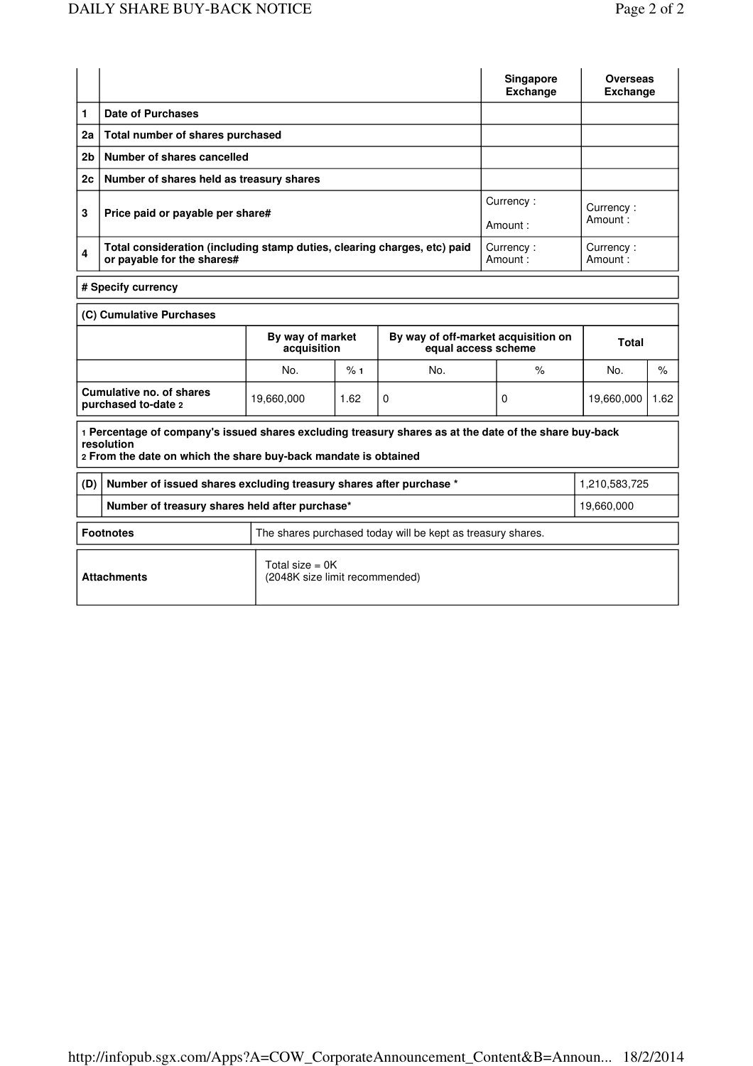| | | Singapore Exchange | Overseas Exchange |
|---|---|---|---|
| 1 | Date of Purchases | | |
| 2a | Total number of shares purchased | | |
| 2b | Number of shares cancelled | | |
| 2c | Number of shares held as treasury shares | | |
| 3 | Price paid or payable per share# | Currency : Amount : | Currency : Amount : |
| 4 | Total consideration (including stamp duties, clearing charges, etc) paid or payable for the shares# | Currency : Amount : | Currency : Amount : |

**# Specify currency**

**(C) Cumulative Purchases**

| | By way of market acquisition | | By way of off-market acquisition on equal access scheme | | Total | |
|---|---|---|---|---|---|---|
| | No. | % 1 | No. | % | No. | % |
| **Cumulative no. of shares purchased to-date 2** | 19,660,000 | 1.62 | 0 | 0 | 19,660,000 | 1.62 |

**1 Percentage of company's issued shares excluding treasury shares as at the date of the share buy-back resolution**
**2 From the date on which the share buy-back mandate is obtained**

| | | |
|---|---|---|
| (D) | Number of issued shares excluding treasury shares after purchase * | 1,210,583,725 |
| | Number of treasury shares held after purchase* | 19,660,000 |

| | |
|---|---|
| **Footnotes** | The shares purchased today will be kept as treasury shares. |

| | |
|---|---|
| **Attachments** | Total size = 0K (2048K size limit recommended) |